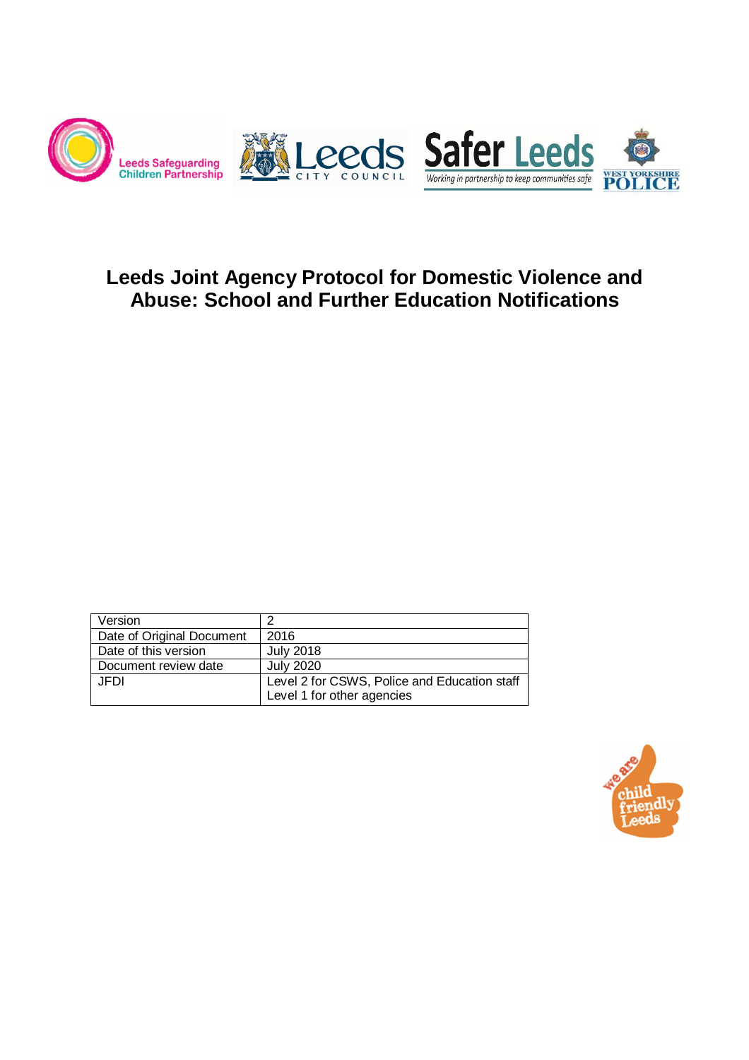# Leeds Joint Agency Protocol for Domestic Violence and Abuse: School and Further Education Notifications

| Version | 2 |
|---|---|
| Date of Original Document | 2016 |
| Date of this version | July 2018 |
| Document review date | July 2020 |
| JFDI | Level 2 for CSWS, Police and Education staff<br>Level 1 for other agencies |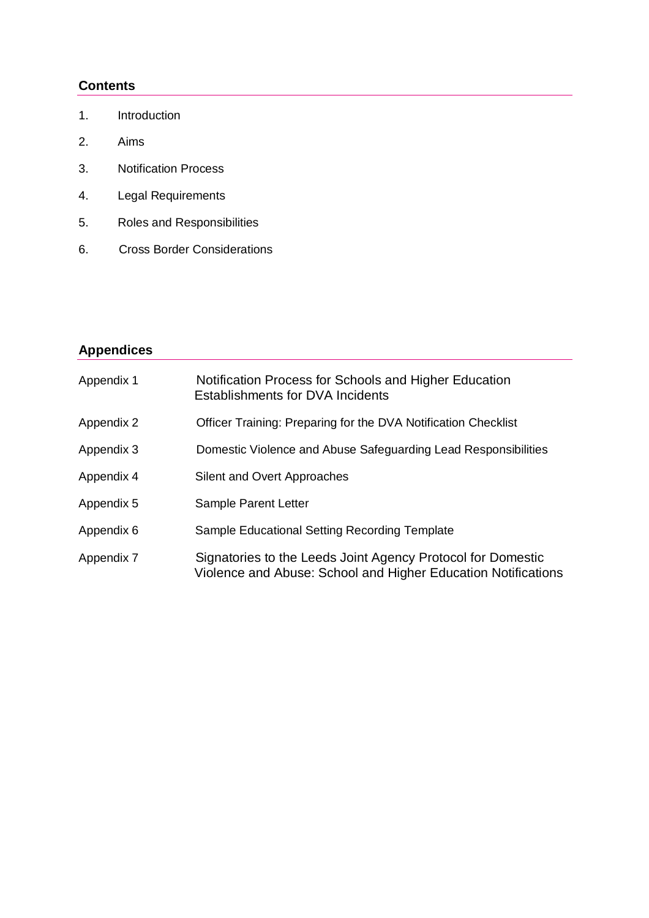## Contents

1. Introduction
2. Aims
3. Notification Process
4. Legal Requirements
5. Roles and Responsibilities
6. Cross Border Considerations

## Appendices

| | |
|---|---|
| Appendix 1 | Notification Process for Schools and Higher Education Establishments for DVA Incidents |
| Appendix 2 | Officer Training: Preparing for the DVA Notification Checklist |
| Appendix 3 | Domestic Violence and Abuse Safeguarding Lead Responsibilities |
| Appendix 4 | Silent and Overt Approaches |
| Appendix 5 | Sample Parent Letter |
| Appendix 6 | Sample Educational Setting Recording Template |
| Appendix 7 | Signatories to the Leeds Joint Agency Protocol for Domestic Violence and Abuse: School and Higher Education Notifications |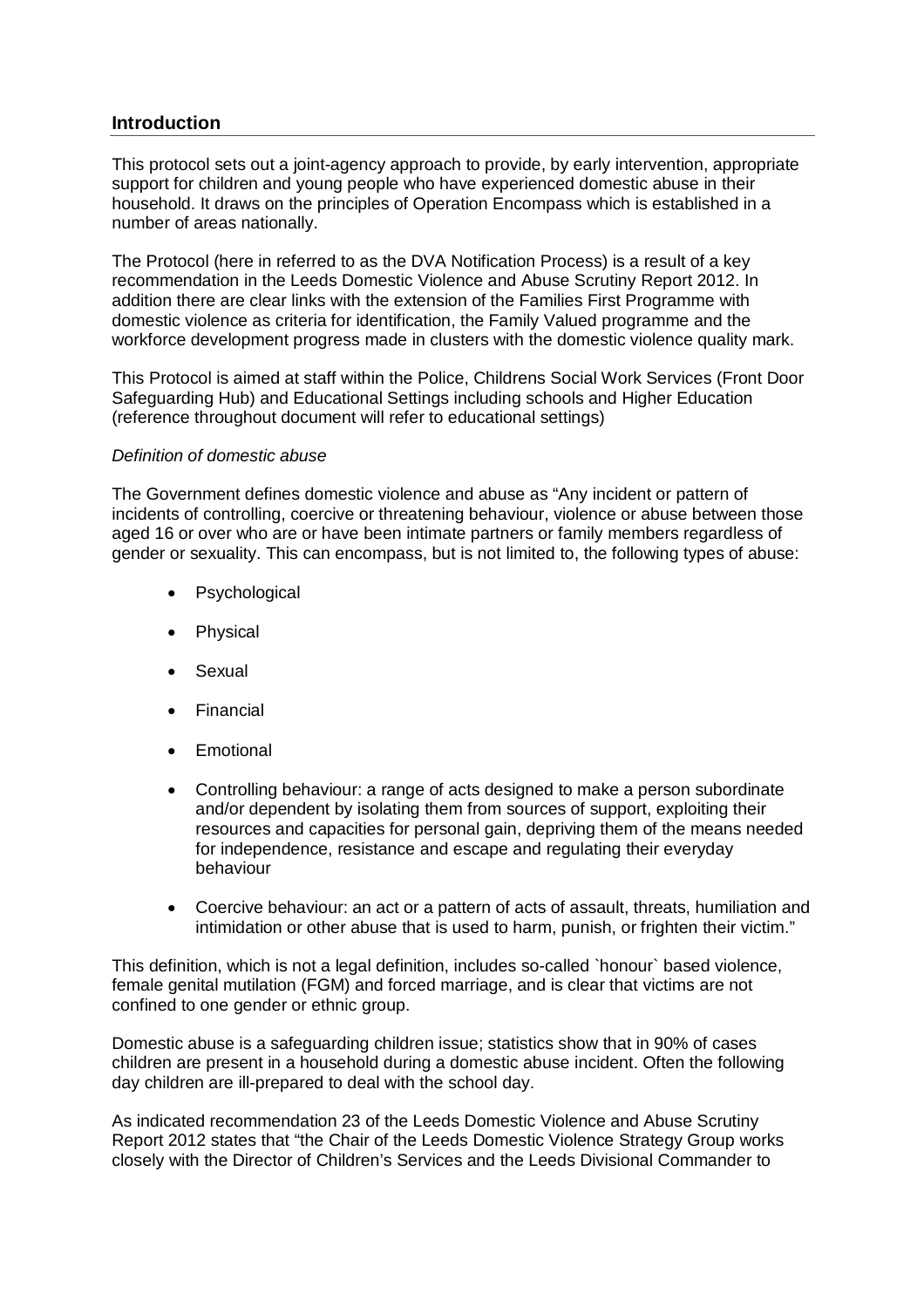## Introduction

This protocol sets out a joint-agency approach to provide, by early intervention, appropriate support for children and young people who have experienced domestic abuse in their household. It draws on the principles of Operation Encompass which is established in a number of areas nationally.

The Protocol (here in referred to as the DVA Notification Process) is a result of a key recommendation in the Leeds Domestic Violence and Abuse Scrutiny Report 2012. In addition there are clear links with the extension of the Families First Programme with domestic violence as criteria for identification, the Family Valued programme and the workforce development progress made in clusters with the domestic violence quality mark.

This Protocol is aimed at staff within the Police, Childrens Social Work Services (Front Door Safeguarding Hub) and Educational Settings including schools and Higher Education (reference throughout document will refer to educational settings)

*Definition of domestic abuse*

The Government defines domestic violence and abuse as "Any incident or pattern of incidents of controlling, coercive or threatening behaviour, violence or abuse between those aged 16 or over who are or have been intimate partners or family members regardless of gender or sexuality. This can encompass, but is not limited to, the following types of abuse:

- Psychological
- Physical
- Sexual
- Financial
- Emotional
- Controlling behaviour: a range of acts designed to make a person subordinate and/or dependent by isolating them from sources of support, exploiting their resources and capacities for personal gain, depriving them of the means needed for independence, resistance and escape and regulating their everyday behaviour
- Coercive behaviour: an act or a pattern of acts of assault, threats, humiliation and intimidation or other abuse that is used to harm, punish, or frighten their victim."

This definition, which is not a legal definition, includes so-called `honour` based violence, female genital mutilation (FGM) and forced marriage, and is clear that victims are not confined to one gender or ethnic group.

Domestic abuse is a safeguarding children issue; statistics show that in 90% of cases children are present in a household during a domestic abuse incident. Often the following day children are ill-prepared to deal with the school day.

As indicated recommendation 23 of the Leeds Domestic Violence and Abuse Scrutiny Report 2012 states that "the Chair of the Leeds Domestic Violence Strategy Group works closely with the Director of Children's Services and the Leeds Divisional Commander to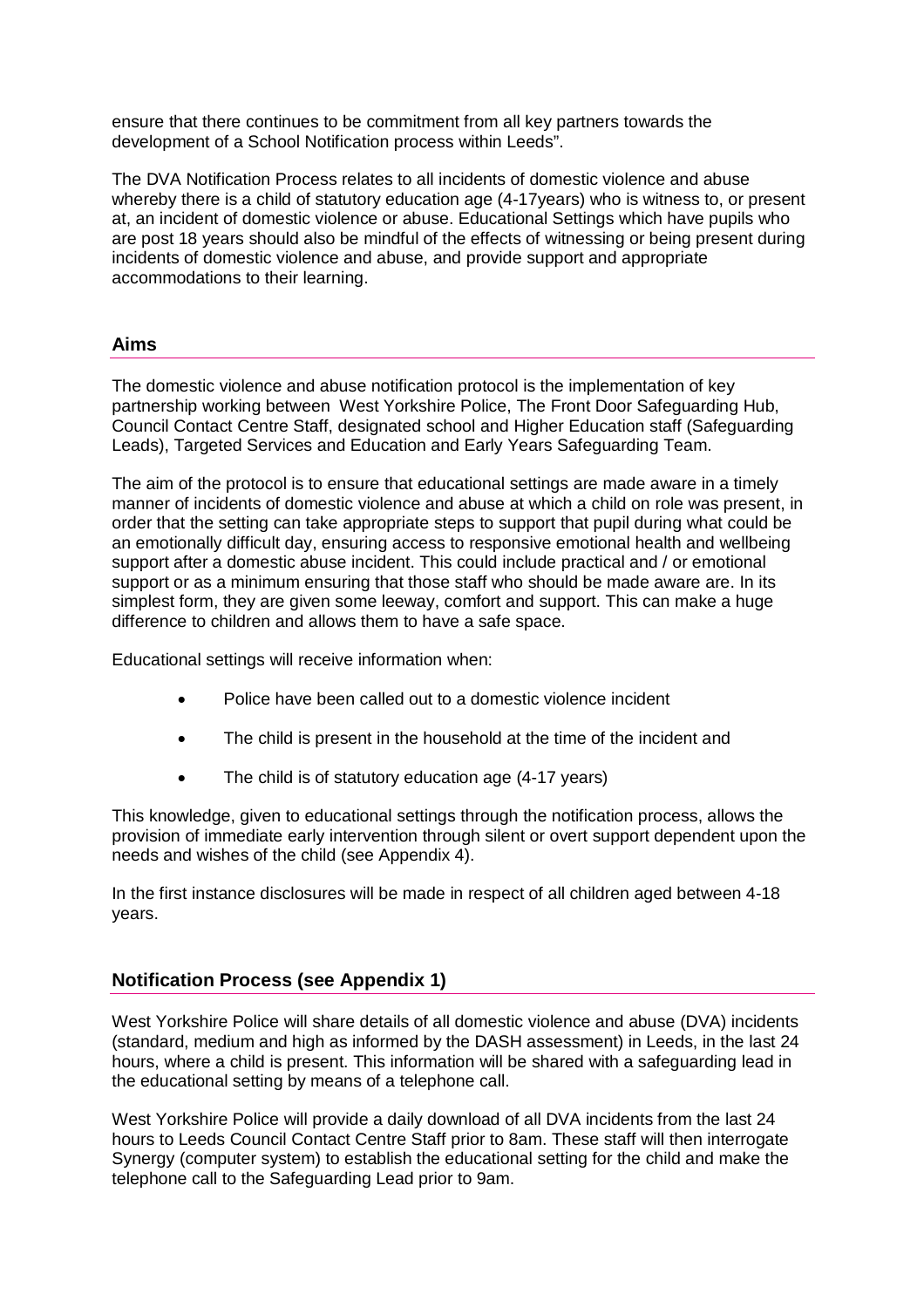ensure that there continues to be commitment from all key partners towards the development of a School Notification process within Leeds".

The DVA Notification Process relates to all incidents of domestic violence and abuse whereby there is a child of statutory education age (4-17years) who is witness to, or present at, an incident of domestic violence or abuse. Educational Settings which have pupils who are post 18 years should also be mindful of the effects of witnessing or being present during incidents of domestic violence and abuse, and provide support and appropriate accommodations to their learning.

## Aims

The domestic violence and abuse notification protocol is the implementation of key partnership working between West Yorkshire Police, The Front Door Safeguarding Hub, Council Contact Centre Staff, designated school and Higher Education staff (Safeguarding Leads), Targeted Services and Education and Early Years Safeguarding Team.

The aim of the protocol is to ensure that educational settings are made aware in a timely manner of incidents of domestic violence and abuse at which a child on role was present, in order that the setting can take appropriate steps to support that pupil during what could be an emotionally difficult day, ensuring access to responsive emotional health and wellbeing support after a domestic abuse incident. This could include practical and / or emotional support or as a minimum ensuring that those staff who should be made aware are. In its simplest form, they are given some leeway, comfort and support. This can make a huge difference to children and allows them to have a safe space.

Educational settings will receive information when:

- Police have been called out to a domestic violence incident
- The child is present in the household at the time of the incident and
- The child is of statutory education age (4-17 years)

This knowledge, given to educational settings through the notification process, allows the provision of immediate early intervention through silent or overt support dependent upon the needs and wishes of the child (see Appendix 4).

In the first instance disclosures will be made in respect of all children aged between 4-18 years.

## Notification Process (see Appendix 1)

West Yorkshire Police will share details of all domestic violence and abuse (DVA) incidents (standard, medium and high as informed by the DASH assessment) in Leeds, in the last 24 hours, where a child is present. This information will be shared with a safeguarding lead in the educational setting by means of a telephone call.

West Yorkshire Police will provide a daily download of all DVA incidents from the last 24 hours to Leeds Council Contact Centre Staff prior to 8am. These staff will then interrogate Synergy (computer system) to establish the educational setting for the child and make the telephone call to the Safeguarding Lead prior to 9am.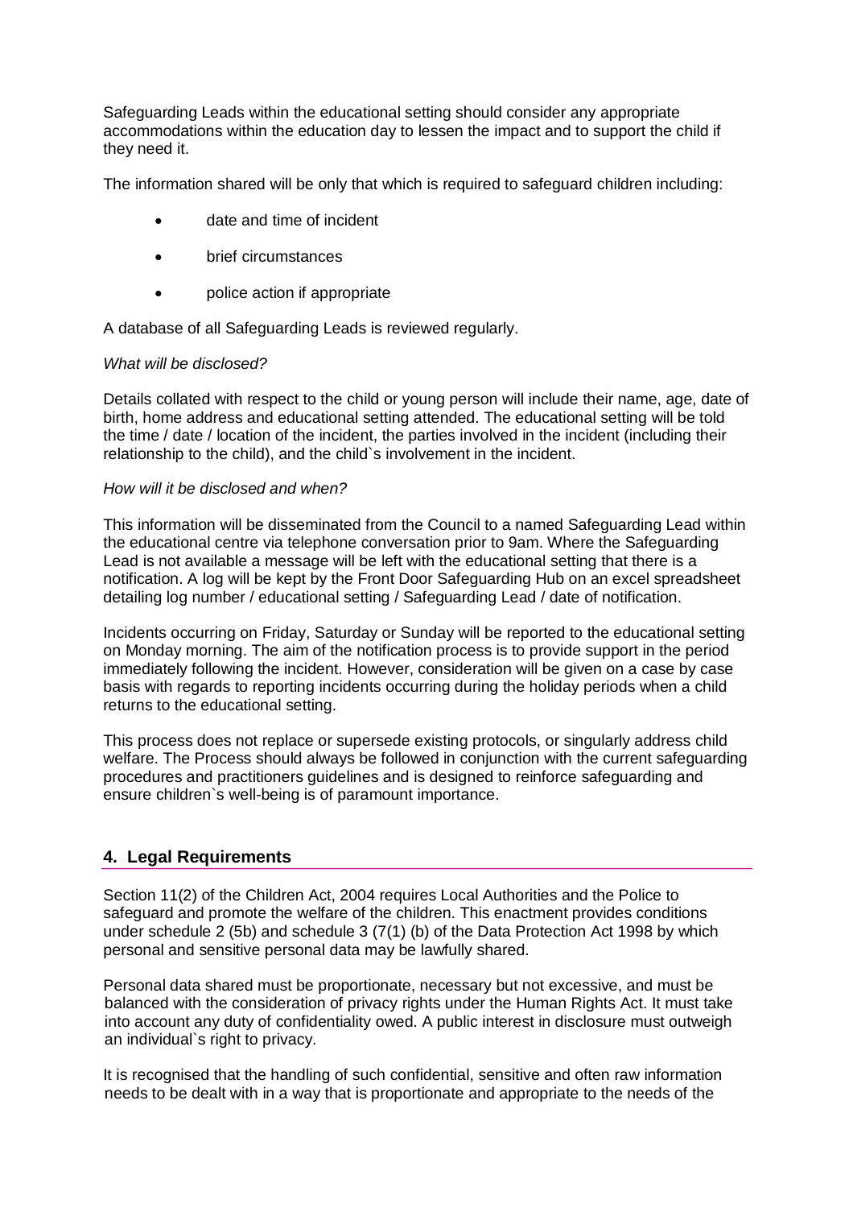Safeguarding Leads within the educational setting should consider any appropriate accommodations within the education day to lessen the impact and to support the child if they need it.

The information shared will be only that which is required to safeguard children including:

- date and time of incident
- brief circumstances
- police action if appropriate

A database of all Safeguarding Leads is reviewed regularly.

*What will be disclosed?*

Details collated with respect to the child or young person will include their name, age, date of birth, home address and educational setting attended. The educational setting will be told the time / date / location of the incident, the parties involved in the incident (including their relationship to the child), and the child`s involvement in the incident.

*How will it be disclosed and when?*

This information will be disseminated from the Council to a named Safeguarding Lead within the educational centre via telephone conversation prior to 9am. Where the Safeguarding Lead is not available a message will be left with the educational setting that there is a notification. A log will be kept by the Front Door Safeguarding Hub on an excel spreadsheet detailing log number / educational setting / Safeguarding Lead / date of notification.

Incidents occurring on Friday, Saturday or Sunday will be reported to the educational setting on Monday morning. The aim of the notification process is to provide support in the period immediately following the incident. However, consideration will be given on a case by case basis with regards to reporting incidents occurring during the holiday periods when a child returns to the educational setting.

This process does not replace or supersede existing protocols, or singularly address child welfare. The Process should always be followed in conjunction with the current safeguarding procedures and practitioners guidelines and is designed to reinforce safeguarding and ensure children`s well-being is of paramount importance.

## 4. Legal Requirements

Section 11(2) of the Children Act, 2004 requires Local Authorities and the Police to safeguard and promote the welfare of the children. This enactment provides conditions under schedule 2 (5b) and schedule 3 (7(1) (b) of the Data Protection Act 1998 by which personal and sensitive personal data may be lawfully shared.

Personal data shared must be proportionate, necessary but not excessive, and must be balanced with the consideration of privacy rights under the Human Rights Act. It must take into account any duty of confidentiality owed. A public interest in disclosure must outweigh an individual`s right to privacy.

It is recognised that the handling of such confidential, sensitive and often raw information needs to be dealt with in a way that is proportionate and appropriate to the needs of the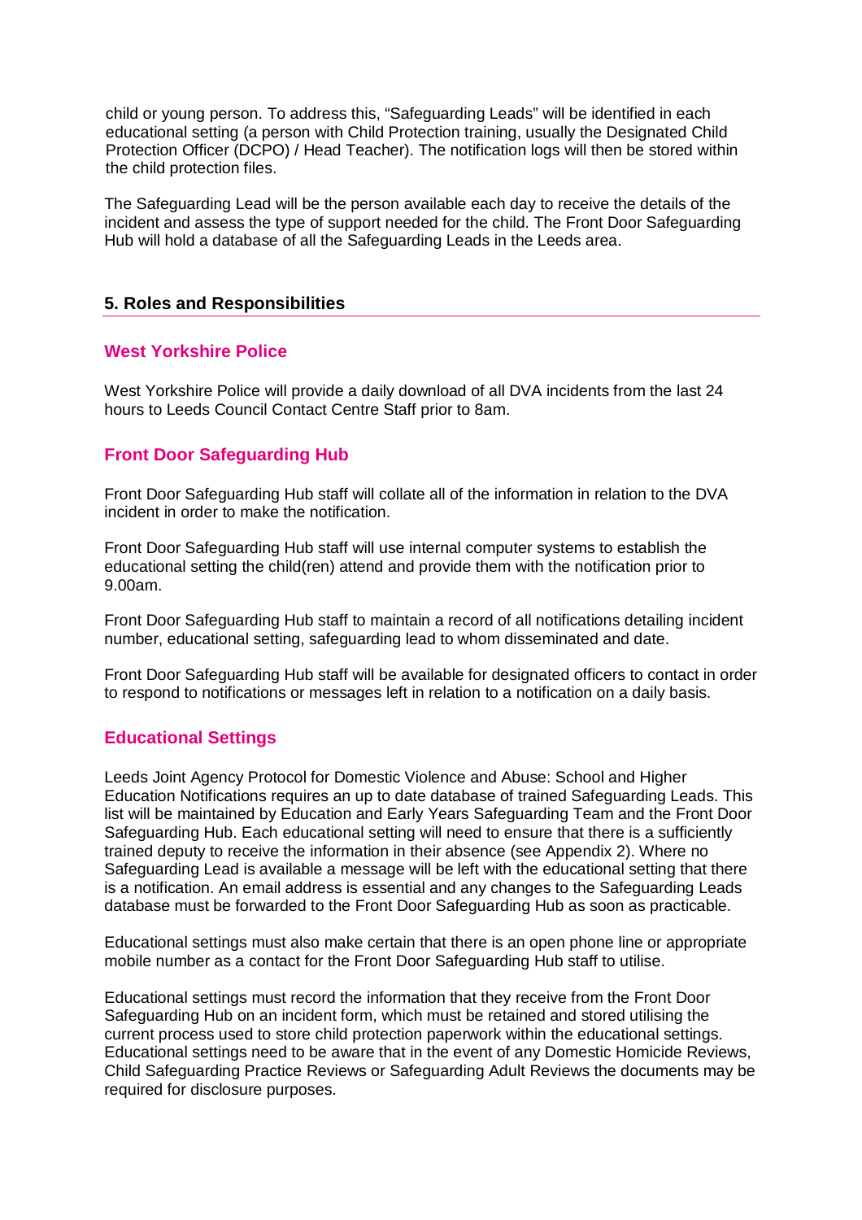child or young person. To address this, "Safeguarding Leads" will be identified in each educational setting (a person with Child Protection training, usually the Designated Child Protection Officer (DCPO) / Head Teacher). The notification logs will then be stored within the child protection files.

The Safeguarding Lead will be the person available each day to receive the details of the incident and assess the type of support needed for the child. The Front Door Safeguarding Hub will hold a database of all the Safeguarding Leads in the Leeds area.

## 5. Roles and Responsibilities

### West Yorkshire Police

West Yorkshire Police will provide a daily download of all DVA incidents from the last 24 hours to Leeds Council Contact Centre Staff prior to 8am.

### Front Door Safeguarding Hub

Front Door Safeguarding Hub staff will collate all of the information in relation to the DVA incident in order to make the notification.

Front Door Safeguarding Hub staff will use internal computer systems to establish the educational setting the child(ren) attend and provide them with the notification prior to 9.00am.

Front Door Safeguarding Hub staff to maintain a record of all notifications detailing incident number, educational setting, safeguarding lead to whom disseminated and date.

Front Door Safeguarding Hub staff will be available for designated officers to contact in order to respond to notifications or messages left in relation to a notification on a daily basis.

### Educational Settings

Leeds Joint Agency Protocol for Domestic Violence and Abuse: School and Higher Education Notifications requires an up to date database of trained Safeguarding Leads. This list will be maintained by Education and Early Years Safeguarding Team and the Front Door Safeguarding Hub. Each educational setting will need to ensure that there is a sufficiently trained deputy to receive the information in their absence (see Appendix 2). Where no Safeguarding Lead is available a message will be left with the educational setting that there is a notification. An email address is essential and any changes to the Safeguarding Leads database must be forwarded to the Front Door Safeguarding Hub as soon as practicable.

Educational settings must also make certain that there is an open phone line or appropriate mobile number as a contact for the Front Door Safeguarding Hub staff to utilise.

Educational settings must record the information that they receive from the Front Door Safeguarding Hub on an incident form, which must be retained and stored utilising the current process used to store child protection paperwork within the educational settings. Educational settings need to be aware that in the event of any Domestic Homicide Reviews, Child Safeguarding Practice Reviews or Safeguarding Adult Reviews the documents may be required for disclosure purposes.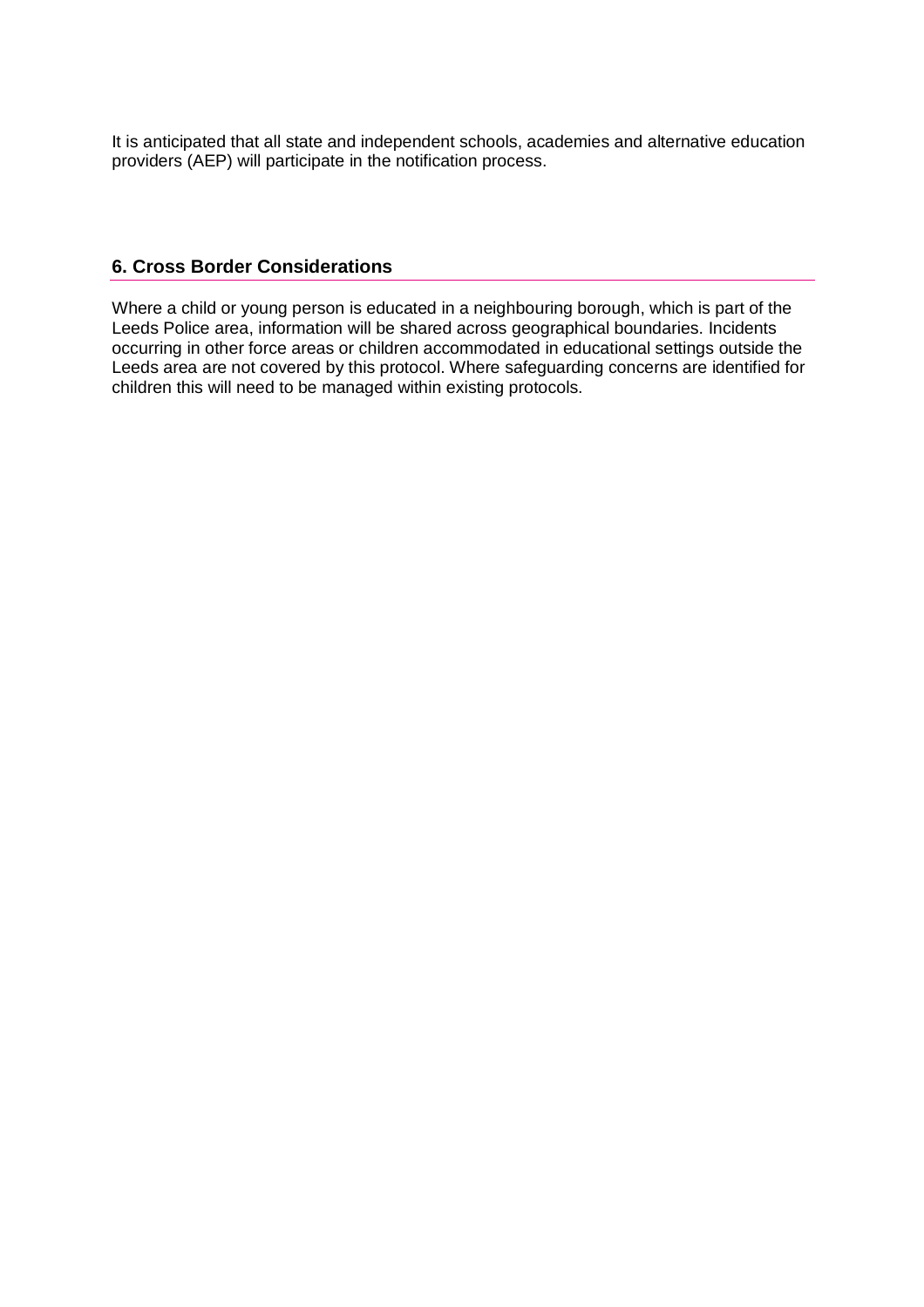It is anticipated that all state and independent schools, academies and alternative education providers (AEP) will participate in the notification process.

## 6. Cross Border Considerations

Where a child or young person is educated in a neighbouring borough, which is part of the Leeds Police area, information will be shared across geographical boundaries. Incidents occurring in other force areas or children accommodated in educational settings outside the Leeds area are not covered by this protocol. Where safeguarding concerns are identified for children this will need to be managed within existing protocols.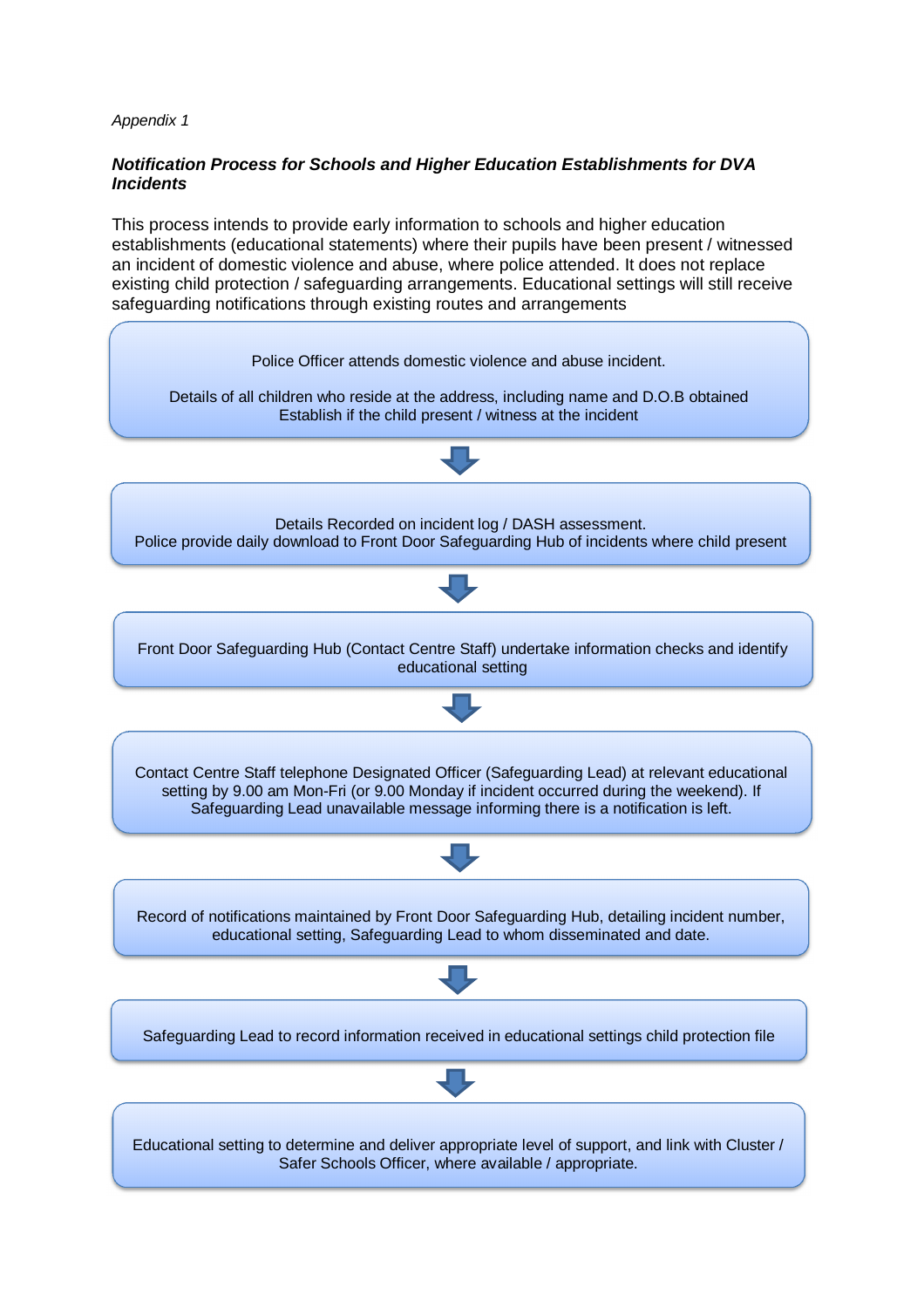*Appendix 1*

***Notification Process for Schools and Higher Education Establishments for DVA Incidents***

This process intends to provide early information to schools and higher education establishments (educational statements) where their pupils have been present / witnessed an incident of domestic violence and abuse, where police attended. It does not replace existing child protection / safeguarding arrangements. Educational settings will still receive safeguarding notifications through existing routes and arrangements

Police Officer attends domestic violence and abuse incident.

Details of all children who reside at the address, including name and D.O.B obtained
Establish if the child present / witness at the incident

↓

Details Recorded on incident log / DASH assessment.
Police provide daily download to Front Door Safeguarding Hub of incidents where child present

↓

Front Door Safeguarding Hub (Contact Centre Staff) undertake information checks and identify educational setting

↓

Contact Centre Staff telephone Designated Officer (Safeguarding Lead) at relevant educational setting by 9.00 am Mon-Fri (or 9.00 Monday if incident occurred during the weekend). If Safeguarding Lead unavailable message informing there is a notification is left.

↓

Record of notifications maintained by Front Door Safeguarding Hub, detailing incident number, educational setting, Safeguarding Lead to whom disseminated and date.

↓

Safeguarding Lead to record information received in educational settings child protection file

↓

Educational setting to determine and deliver appropriate level of support, and link with Cluster / Safer Schools Officer, where available / appropriate.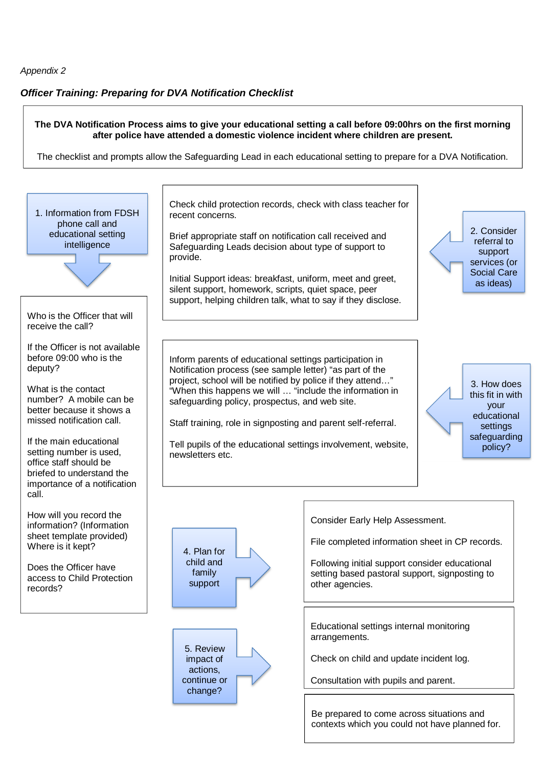*Appendix 2*

***Officer Training: Preparing for DVA Notification Checklist***

**The DVA Notification Process aims to give your educational setting a call before 09:00hrs on the first morning after police have attended a domestic violence incident where children are present.**

The checklist and prompts allow the Safeguarding Lead in each educational setting to prepare for a DVA Notification.

### 1. Information from FDSH phone call and educational setting intelligence

Who is the Officer that will receive the call?

If the Officer is not available before 09:00 who is the deputy?

What is the contact number? A mobile can be better because it shows a missed notification call.

If the main educational setting number is used, office staff should be briefed to understand the importance of a notification call.

How will you record the information? (Information sheet template provided) Where is it kept?

Does the Officer have access to Child Protection records?

### 2. Consider referral to support services (or Social Care as ideas)

Check child protection records, check with class teacher for recent concerns.

Brief appropriate staff on notification call received and Safeguarding Leads decision about type of support to provide.

Initial Support ideas: breakfast, uniform, meet and greet, silent support, homework, scripts, quiet space, peer support, helping children talk, what to say if they disclose.

### 3. How does this fit in with your educational settings safeguarding policy?

Inform parents of educational settings participation in Notification process (see sample letter) "as part of the project, school will be notified by police if they attend…" "When this happens we will … "include the information in safeguarding policy, prospectus, and web site.

Staff training, role in signposting and parent self-referral.

Tell pupils of the educational settings involvement, website, newsletters etc.

### 4. Plan for child and family support

Consider Early Help Assessment.

File completed information sheet in CP records.

Following initial support consider educational setting based pastoral support, signposting to other agencies.

### 5. Review impact of actions, continue or change?

Educational settings internal monitoring arrangements.

Check on child and update incident log.

Consultation with pupils and parent.

Be prepared to come across situations and contexts which you could not have planned for.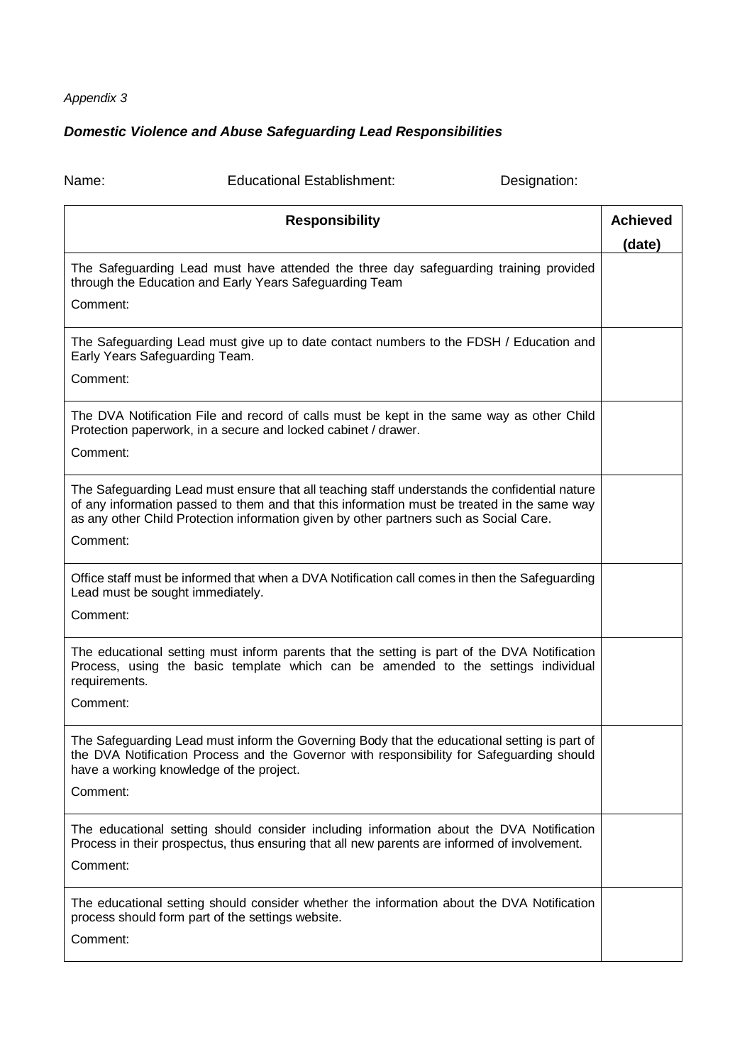*Appendix 3*

***Domestic Violence and Abuse Safeguarding Lead Responsibilities***

Name: Educational Establishment: Designation:

| Responsibility | Achieved (date) |
|---|---|
| The Safeguarding Lead must have attended the three day safeguarding training provided through the Education and Early Years Safeguarding Team<br>Comment: | |
| The Safeguarding Lead must give up to date contact numbers to the FDSH / Education and Early Years Safeguarding Team.<br>Comment: | |
| The DVA Notification File and record of calls must be kept in the same way as other Child Protection paperwork, in a secure and locked cabinet / drawer.<br>Comment: | |
| The Safeguarding Lead must ensure that all teaching staff understands the confidential nature of any information passed to them and that this information must be treated in the same way as any other Child Protection information given by other partners such as Social Care.<br>Comment: | |
| Office staff must be informed that when a DVA Notification call comes in then the Safeguarding Lead must be sought immediately.<br>Comment: | |
| The educational setting must inform parents that the setting is part of the DVA Notification Process, using the basic template which can be amended to the settings individual requirements.<br>Comment: | |
| The Safeguarding Lead must inform the Governing Body that the educational setting is part of the DVA Notification Process and the Governor with responsibility for Safeguarding should have a working knowledge of the project.<br>Comment: | |
| The educational setting should consider including information about the DVA Notification Process in their prospectus, thus ensuring that all new parents are informed of involvement.<br>Comment: | |
| The educational setting should consider whether the information about the DVA Notification process should form part of the settings website.<br>Comment: | |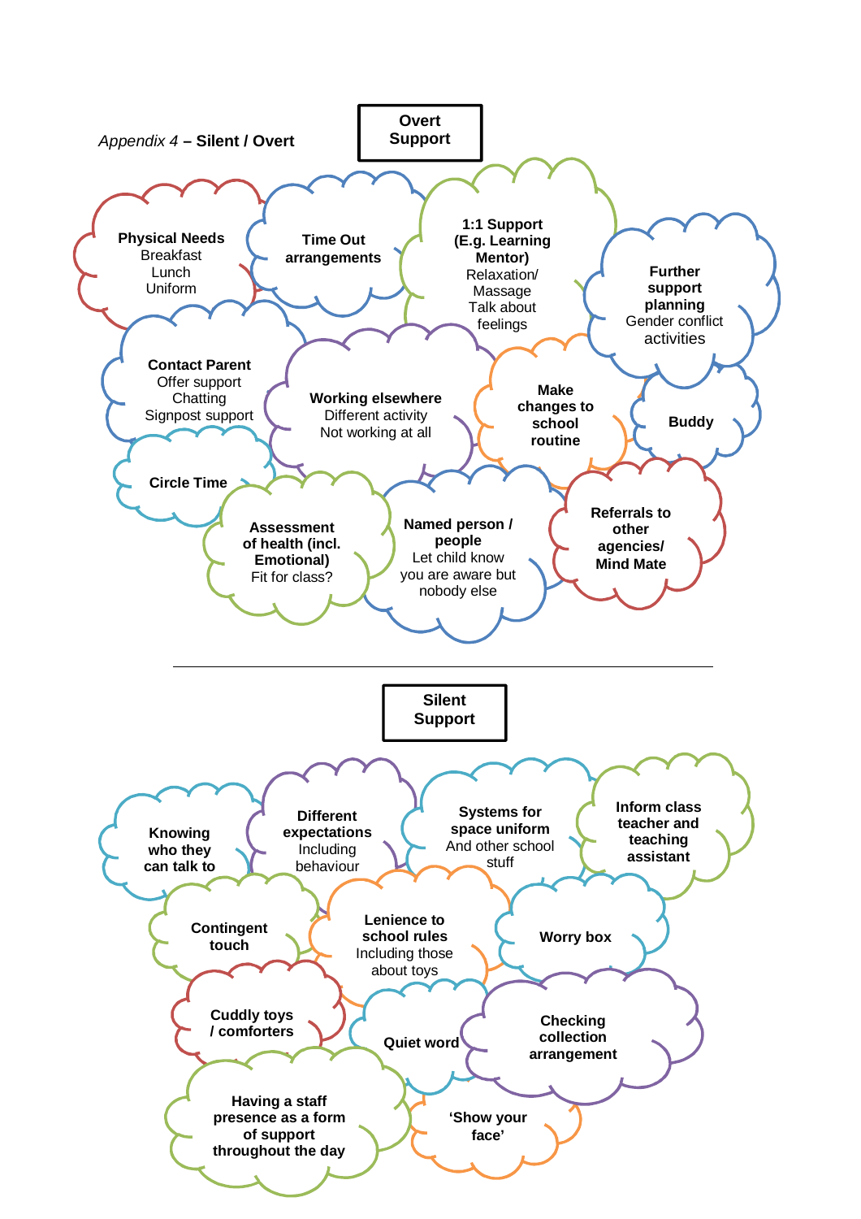*Appendix 4* – **Silent / Overt**

## Overt Support

- **Physical Needs**
  Breakfast
  Lunch
  Uniform
- **Time Out arrangements**
- **1:1 Support (E.g. Learning Mentor)**
  Relaxation/ Massage
  Talk about feelings
- **Further support planning**
  Gender conflict activities
- **Contact Parent**
  Offer support
  Chatting
  Signpost support
- **Working elsewhere**
  Different activity
  Not working at all
- **Make changes to school routine**
- **Buddy**
- **Circle Time**
- **Assessment of health (incl. Emotional)**
  Fit for class?
- **Named person / people**
  Let child know you are aware but nobody else
- **Referrals to other agencies/ Mind Mate**

---

## Silent Support

- **Knowing who they can talk to**
- **Different expectations**
  Including behaviour
- **Systems for space uniform**
  And other school stuff
- **Inform class teacher and teaching assistant**
- **Contingent touch**
- **Lenience to school rules**
  Including those about toys
- **Worry box**
- **Cuddly toys / comforters**
- **Quiet word**
- **Checking collection arrangement**
- **Having a staff presence as a form of support throughout the day**
- **'Show your face'**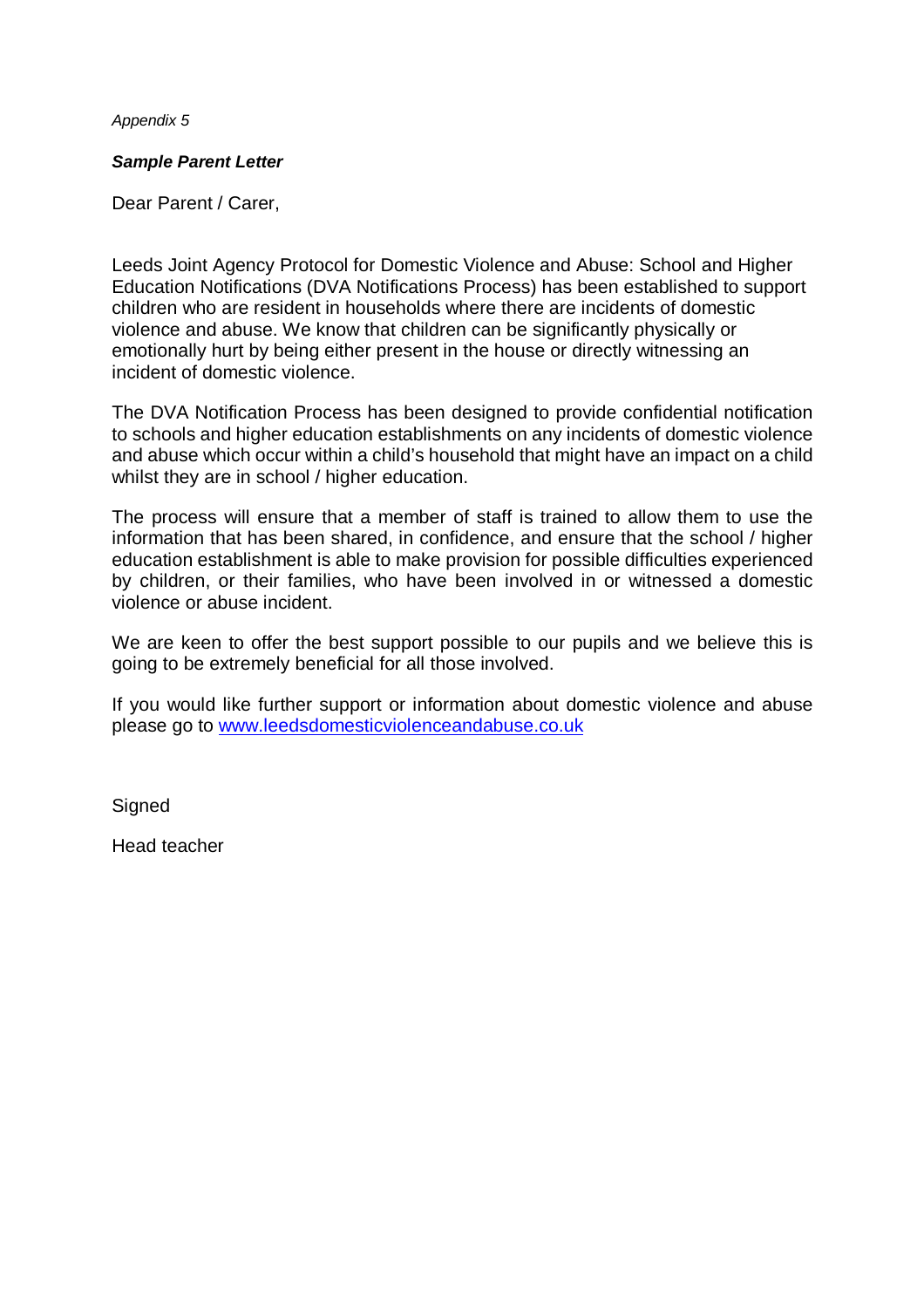*Appendix 5*

***Sample Parent Letter***

Dear Parent / Carer,

Leeds Joint Agency Protocol for Domestic Violence and Abuse: School and Higher Education Notifications (DVA Notifications Process) has been established to support children who are resident in households where there are incidents of domestic violence and abuse. We know that children can be significantly physically or emotionally hurt by being either present in the house or directly witnessing an incident of domestic violence.

The DVA Notification Process has been designed to provide confidential notification to schools and higher education establishments on any incidents of domestic violence and abuse which occur within a child's household that might have an impact on a child whilst they are in school / higher education.

The process will ensure that a member of staff is trained to allow them to use the information that has been shared, in confidence, and ensure that the school / higher education establishment is able to make provision for possible difficulties experienced by children, or their families, who have been involved in or witnessed a domestic violence or abuse incident.

We are keen to offer the best support possible to our pupils and we believe this is going to be extremely beneficial for all those involved.

If you would like further support or information about domestic violence and abuse please go to [www.leedsdomesticviolenceandabuse.co.uk](http://www.leedsdomesticviolenceandabuse.co.uk)

Signed

Head teacher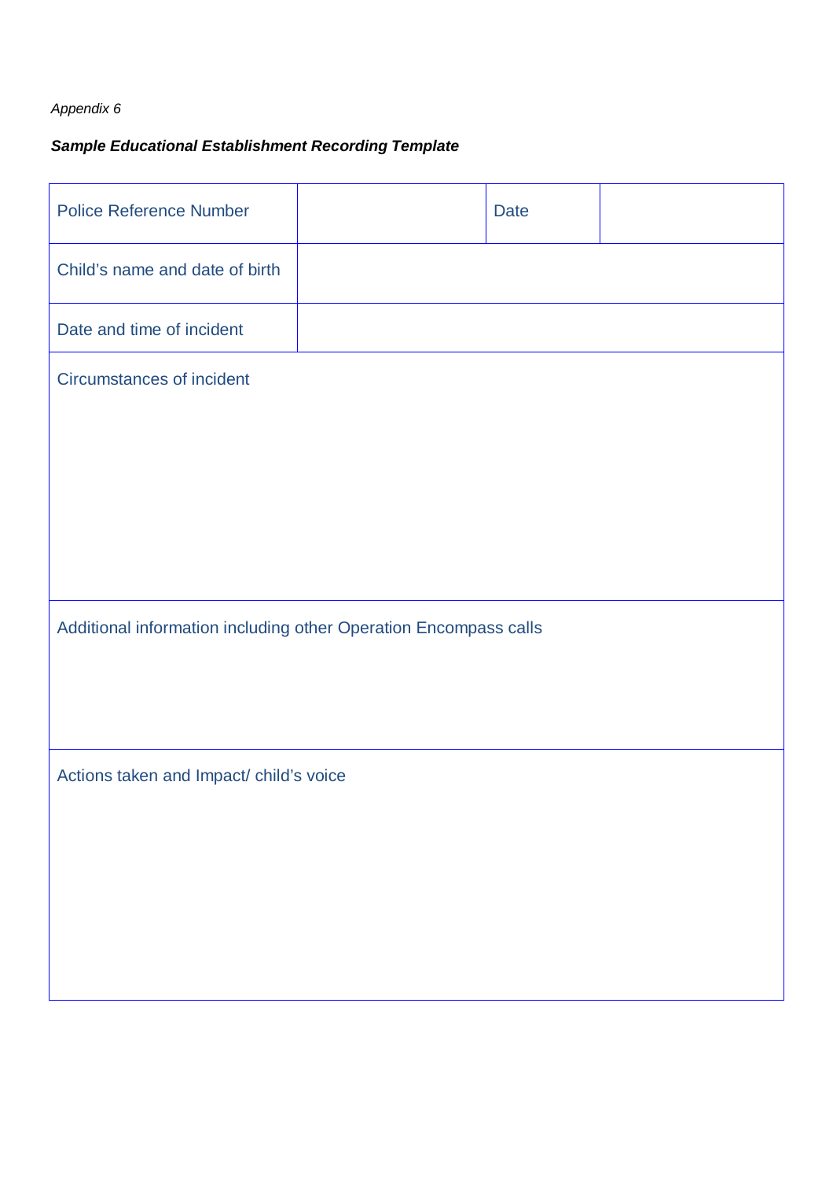*Appendix 6*

***Sample Educational Establishment Recording Template***

| Police Reference Number | | Date | |
|---|---|---|---|
| Child's name and date of birth | | | |
| Date and time of incident | | | |
| Circumstances of incident | | | |
| Additional information including other Operation Encompass calls | | | |
| Actions taken and Impact/ child's voice | | | |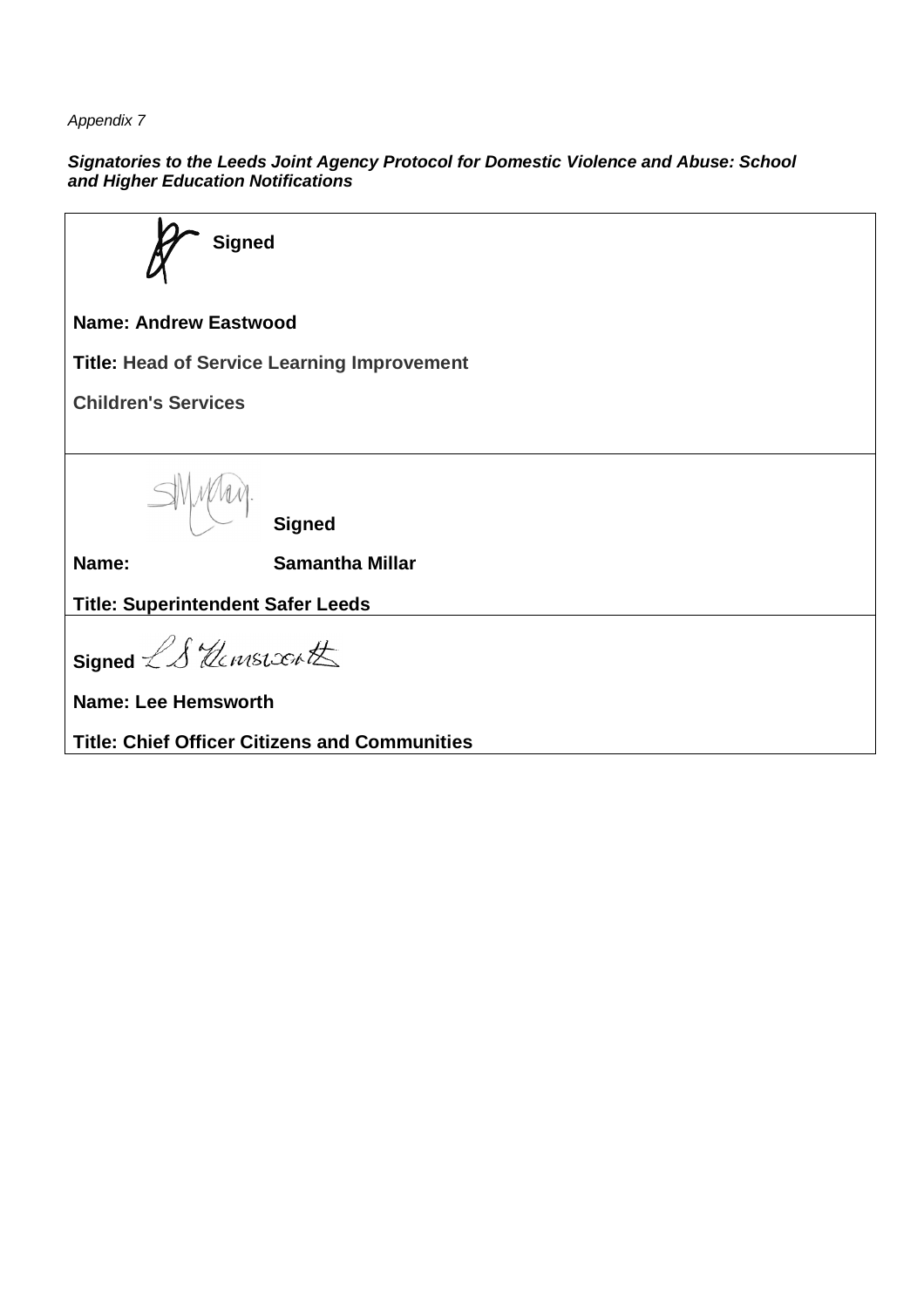*Appendix 7*

***Signatories to the Leeds Joint Agency Protocol for Domestic Violence and Abuse: School and Higher Education Notifications***

| |
|---|
| **Signed**<br><br>**Name: Andrew Eastwood**<br><br>**Title: Head of Service Learning Improvement**<br><br>**Children's Services** |
| **Signed**<br><br>**Name: Samantha Millar**<br><br>**Title: Superintendent Safer Leeds** |
| **Signed**<br><br>**Name: Lee Hemsworth**<br><br>**Title: Chief Officer Citizens and Communities** |